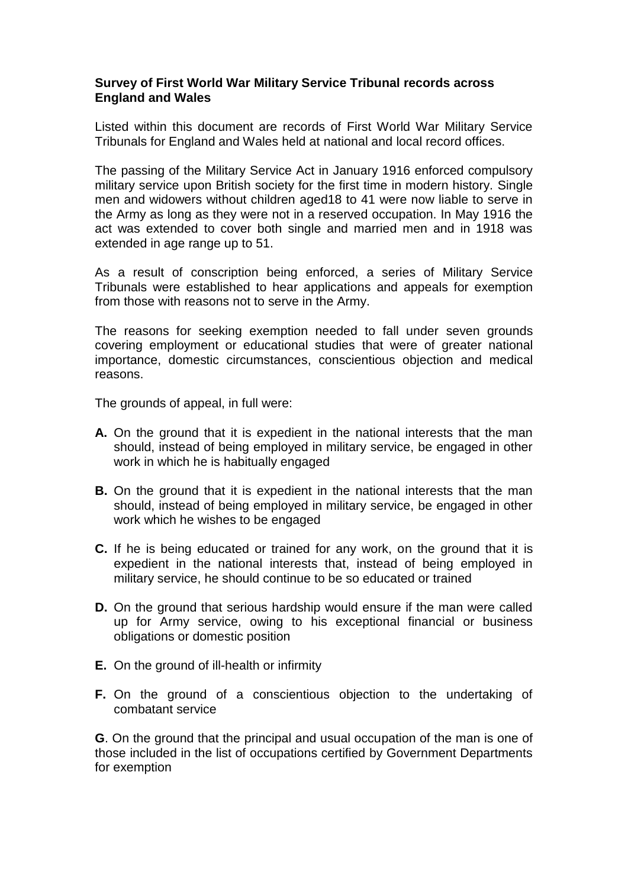**Survey of First World War Military Service Tribunal records across England and Wales**

Listed within this document are records of First World War Military Service Tribunals for England and Wales held at national and local record offices.

The passing of the Military Service Act in January 1916 enforced compulsory military service upon British society for the first time in modern history. Single men and widowers without children aged18 to 41 were now liable to serve in the Army as long as they were not in a reserved occupation. In May 1916 the act was extended to cover both single and married men and in 1918 was extended in age range up to 51.

As a result of conscription being enforced, a series of Military Service Tribunals were established to hear applications and appeals for exemption from those with reasons not to serve in the Army.

The reasons for seeking exemption needed to fall under seven grounds covering employment or educational studies that were of greater national importance, domestic circumstances, conscientious objection and medical reasons.

The grounds of appeal, in full were:

- **A.** On the ground that it is expedient in the national interests that the man should, instead of being employed in military service, be engaged in other work in which he is habitually engaged
- **B.** On the ground that it is expedient in the national interests that the man should, instead of being employed in military service, be engaged in other work which he wishes to be engaged
- **C.** If he is being educated or trained for any work, on the ground that it is expedient in the national interests that, instead of being employed in military service, he should continue to be so educated or trained
- **D.** On the ground that serious hardship would ensure if the man were called up for Army service, owing to his exceptional financial or business obligations or domestic position
- **E.** On the ground of ill-health or infirmity
- **F.** On the ground of a conscientious objection to the undertaking of combatant service

**G**. On the ground that the principal and usual occupation of the man is one of those included in the list of occupations certified by Government Departments for exemption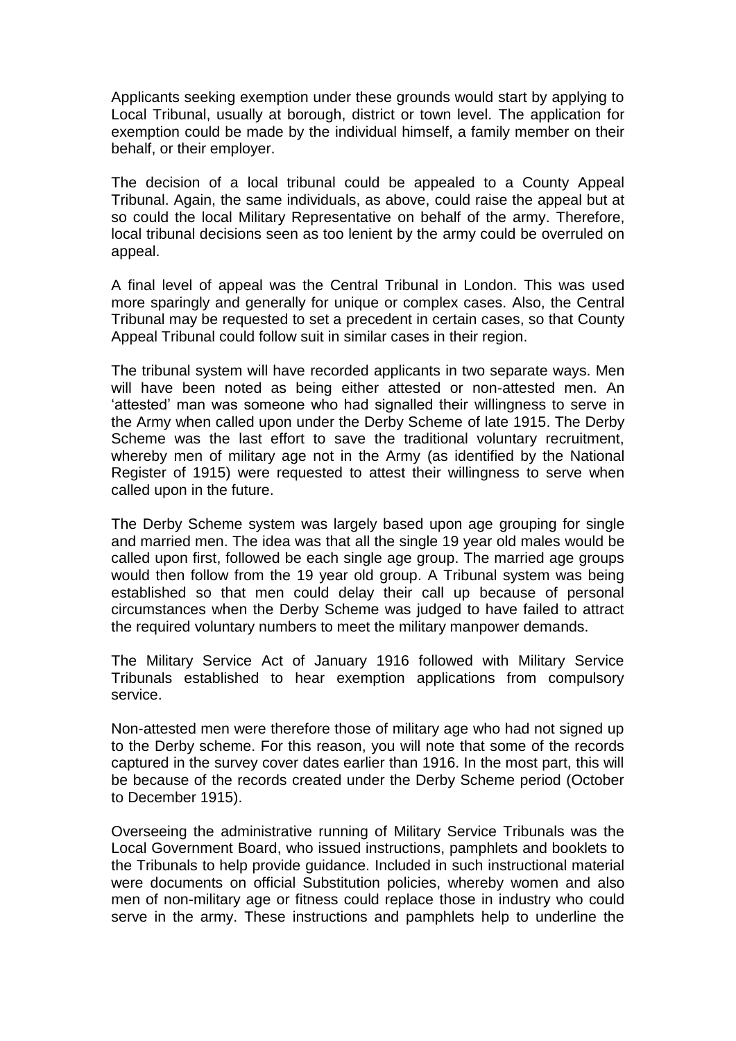Applicants seeking exemption under these grounds would start by applying to Local Tribunal, usually at borough, district or town level. The application for exemption could be made by the individual himself, a family member on their behalf, or their employer.

The decision of a local tribunal could be appealed to a County Appeal Tribunal. Again, the same individuals, as above, could raise the appeal but at so could the local Military Representative on behalf of the army. Therefore, local tribunal decisions seen as too lenient by the army could be overruled on appeal.

A final level of appeal was the Central Tribunal in London. This was used more sparingly and generally for unique or complex cases. Also, the Central Tribunal may be requested to set a precedent in certain cases, so that County Appeal Tribunal could follow suit in similar cases in their region.

The tribunal system will have recorded applicants in two separate ways. Men will have been noted as being either attested or non-attested men. An 'attested' man was someone who had signalled their willingness to serve in the Army when called upon under the Derby Scheme of late 1915. The Derby Scheme was the last effort to save the traditional voluntary recruitment, whereby men of military age not in the Army (as identified by the National Register of 1915) were requested to attest their willingness to serve when called upon in the future.

The Derby Scheme system was largely based upon age grouping for single and married men. The idea was that all the single 19 year old males would be called upon first, followed be each single age group. The married age groups would then follow from the 19 year old group. A Tribunal system was being established so that men could delay their call up because of personal circumstances when the Derby Scheme was judged to have failed to attract the required voluntary numbers to meet the military manpower demands.

The Military Service Act of January 1916 followed with Military Service Tribunals established to hear exemption applications from compulsory service.

Non-attested men were therefore those of military age who had not signed up to the Derby scheme. For this reason, you will note that some of the records captured in the survey cover dates earlier than 1916. In the most part, this will be because of the records created under the Derby Scheme period (October to December 1915).

Overseeing the administrative running of Military Service Tribunals was the Local Government Board, who issued instructions, pamphlets and booklets to the Tribunals to help provide guidance. Included in such instructional material were documents on official Substitution policies, whereby women and also men of non-military age or fitness could replace those in industry who could serve in the army. These instructions and pamphlets help to underline the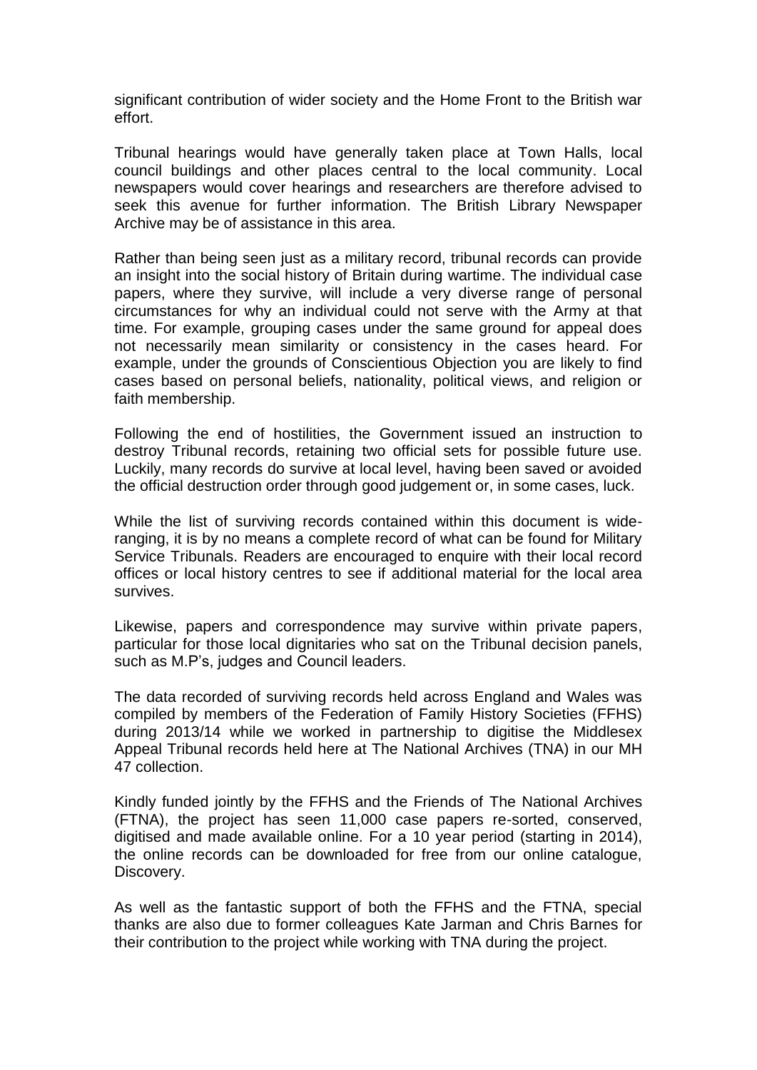significant contribution of wider society and the Home Front to the British war effort.

Tribunal hearings would have generally taken place at Town Halls, local council buildings and other places central to the local community. Local newspapers would cover hearings and researchers are therefore advised to seek this avenue for further information. The British Library Newspaper Archive may be of assistance in this area.

Rather than being seen just as a military record, tribunal records can provide an insight into the social history of Britain during wartime. The individual case papers, where they survive, will include a very diverse range of personal circumstances for why an individual could not serve with the Army at that time. For example, grouping cases under the same ground for appeal does not necessarily mean similarity or consistency in the cases heard. For example, under the grounds of Conscientious Objection you are likely to find cases based on personal beliefs, nationality, political views, and religion or faith membership.

Following the end of hostilities, the Government issued an instruction to destroy Tribunal records, retaining two official sets for possible future use. Luckily, many records do survive at local level, having been saved or avoided the official destruction order through good judgement or, in some cases, luck.

While the list of surviving records contained within this document is wide-ranging, it is by no means a complete record of what can be found for Military Service Tribunals. Readers are encouraged to enquire with their local record offices or local history centres to see if additional material for the local area survives.

Likewise, papers and correspondence may survive within private papers, particular for those local dignitaries who sat on the Tribunal decision panels, such as M.P's, judges and Council leaders.

The data recorded of surviving records held across England and Wales was compiled by members of the Federation of Family History Societies (FFHS) during 2013/14 while we worked in partnership to digitise the Middlesex Appeal Tribunal records held here at The National Archives (TNA) in our MH 47 collection.

Kindly funded jointly by the FFHS and the Friends of The National Archives (FTNA), the project has seen 11,000 case papers re-sorted, conserved, digitised and made available online. For a 10 year period (starting in 2014), the online records can be downloaded for free from our online catalogue, Discovery.

As well as the fantastic support of both the FFHS and the FTNA, special thanks are also due to former colleagues Kate Jarman and Chris Barnes for their contribution to the project while working with TNA during the project.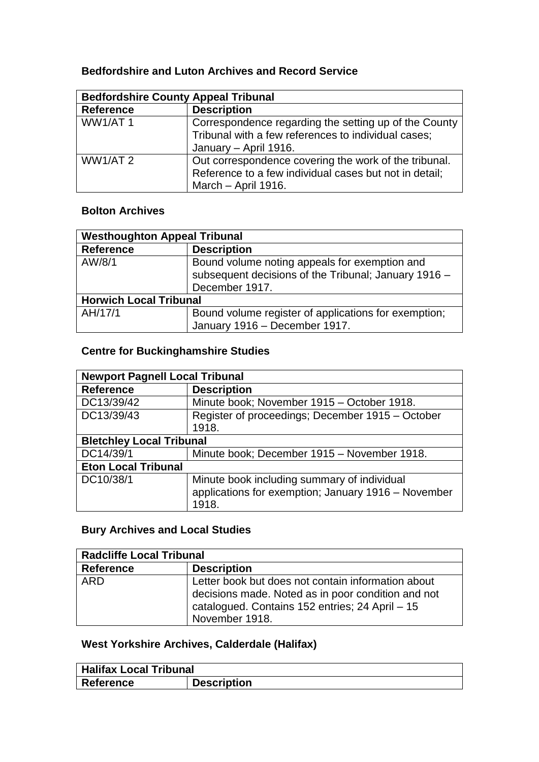### Bedfordshire and Luton Archives and Record Service

| Bedfordshire County Appeal Tribunal | |
|---|---|
| **Reference** | **Description** |
| WW1/AT 1 | Correspondence regarding the setting up of the County Tribunal with a few references to individual cases; January – April 1916. |
| WW1/AT 2 | Out correspondence covering the work of the tribunal. Reference to a few individual cases but not in detail; March – April 1916. |

### Bolton Archives

| Westhoughton Appeal Tribunal | |
|---|---|
| **Reference** | **Description** |
| AW/8/1 | Bound volume noting appeals for exemption and subsequent decisions of the Tribunal; January 1916 – December 1917. |
| **Horwich Local Tribunal** | |
| AH/17/1 | Bound volume register of applications for exemption; January 1916 – December 1917. |

### Centre for Buckinghamshire Studies

| Newport Pagnell Local Tribunal | |
|---|---|
| **Reference** | **Description** |
| DC13/39/42 | Minute book; November 1915 – October 1918. |
| DC13/39/43 | Register of proceedings; December 1915 – October 1918. |
| **Bletchley Local Tribunal** | |
| DC14/39/1 | Minute book; December 1915 – November 1918. |
| **Eton Local Tribunal** | |
| DC10/38/1 | Minute book including summary of individual applications for exemption; January 1916 – November 1918. |

### Bury Archives and Local Studies

| Radcliffe Local Tribunal | |
|---|---|
| **Reference** | **Description** |
| ARD | Letter book but does not contain information about decisions made. Noted as in poor condition and not catalogued. Contains 152 entries; 24 April – 15 November 1918. |

### West Yorkshire Archives, Calderdale (Halifax)

| Halifax Local Tribunal | |
|---|---|
| **Reference** | **Description** |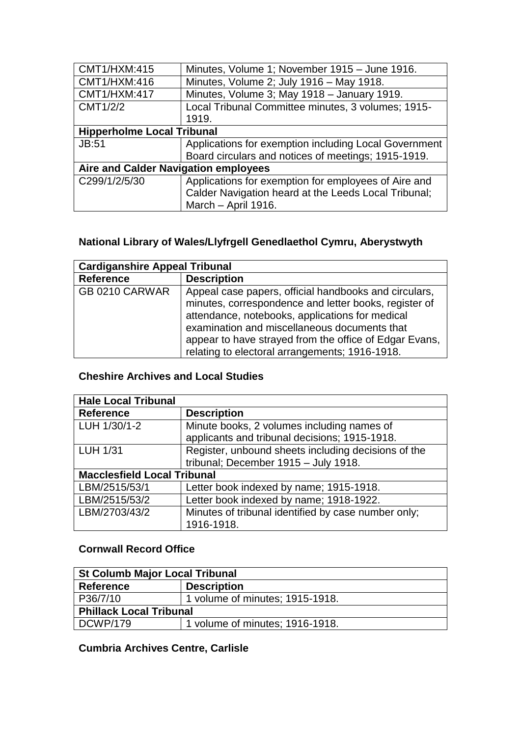| | |
|---|---|
| CMT1/HXM:415 | Minutes, Volume 1; November 1915 – June 1916. |
| CMT1/HXM:416 | Minutes, Volume 2; July 1916 – May 1918. |
| CMT1/HXM:417 | Minutes, Volume 3; May 1918 – January 1919. |
| CMT1/2/2 | Local Tribunal Committee minutes, 3 volumes; 1915-1919. |
| **Hipperholme Local Tribunal** | |
| JB:51 | Applications for exemption including Local Government Board circulars and notices of meetings; 1915-1919. |
| **Aire and Calder Navigation employees** | |
| C299/1/2/5/30 | Applications for exemption for employees of Aire and Calder Navigation heard at the Leeds Local Tribunal; March – April 1916. |

### National Library of Wales/Llyfrgell Genedlaethol Cymru, Aberystwyth

| **Cardiganshire Appeal Tribunal** | |
|---|---|
| **Reference** | **Description** |
| GB 0210 CARWAR | Appeal case papers, official handbooks and circulars, minutes, correspondence and letter books, register of attendance, notebooks, applications for medical examination and miscellaneous documents that appear to have strayed from the office of Edgar Evans, relating to electoral arrangements; 1916-1918. |

### Cheshire Archives and Local Studies

| **Hale Local Tribunal** | |
|---|---|
| **Reference** | **Description** |
| LUH 1/30/1-2 | Minute books, 2 volumes including names of applicants and tribunal decisions; 1915-1918. |
| LUH 1/31 | Register, unbound sheets including decisions of the tribunal; December 1915 – July 1918. |
| **Macclesfield Local Tribunal** | |
| LBM/2515/53/1 | Letter book indexed by name; 1915-1918. |
| LBM/2515/53/2 | Letter book indexed by name; 1918-1922. |
| LBM/2703/43/2 | Minutes of tribunal identified by case number only; 1916-1918. |

### Cornwall Record Office

| **St Columb Major Local Tribunal** | |
|---|---|
| **Reference** | **Description** |
| P36/7/10 | 1 volume of minutes; 1915-1918. |
| **Phillack Local Tribunal** | |
| DCWP/179 | 1 volume of minutes; 1916-1918. |

### Cumbria Archives Centre, Carlisle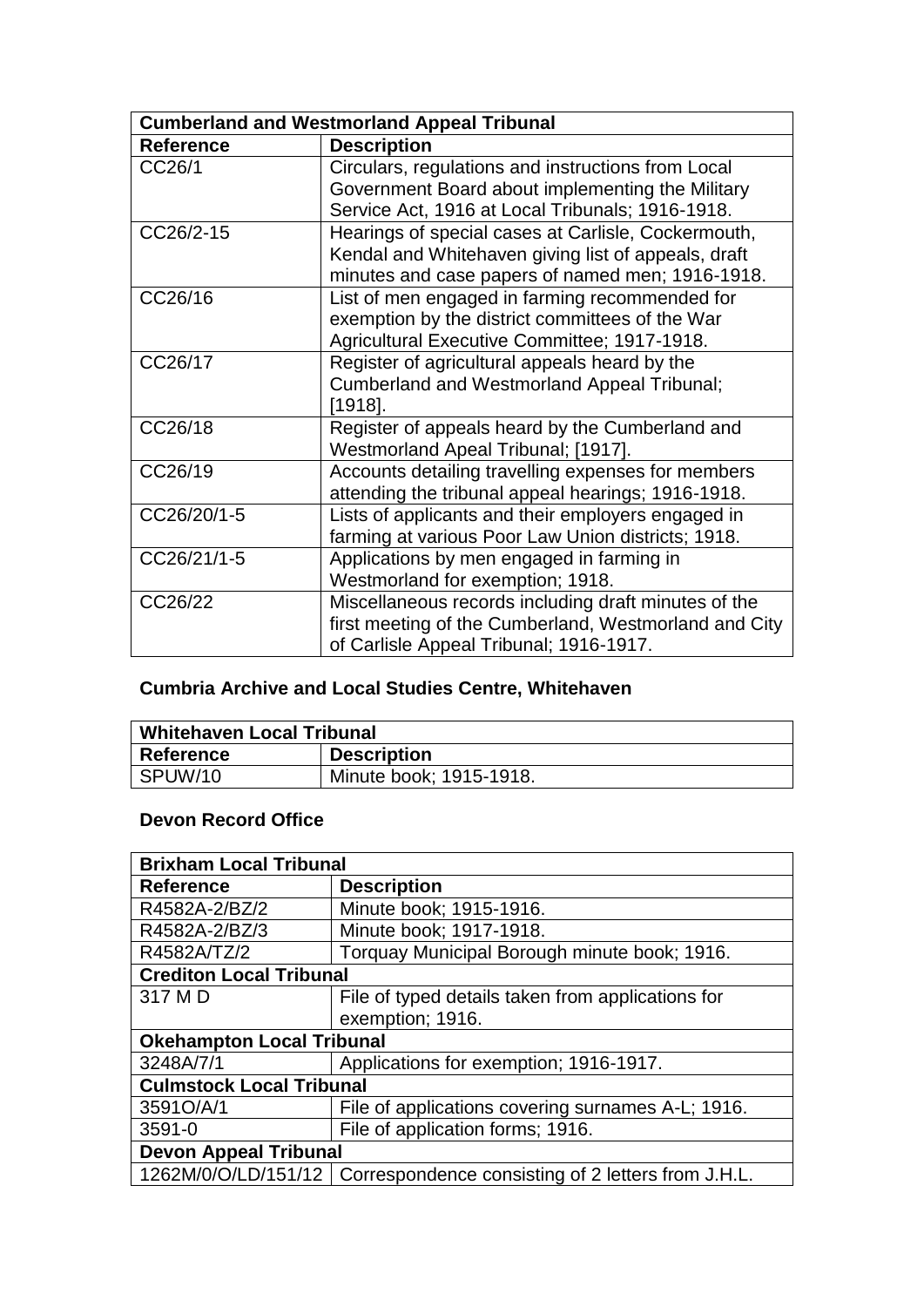| Cumberland and Westmorland Appeal Tribunal | |
|---|---|
| **Reference** | **Description** |
| CC26/1 | Circulars, regulations and instructions from Local Government Board about implementing the Military Service Act, 1916 at Local Tribunals; 1916-1918. |
| CC26/2-15 | Hearings of special cases at Carlisle, Cockermouth, Kendal and Whitehaven giving list of appeals, draft minutes and case papers of named men; 1916-1918. |
| CC26/16 | List of men engaged in farming recommended for exemption by the district committees of the War Agricultural Executive Committee; 1917-1918. |
| CC26/17 | Register of agricultural appeals heard by the Cumberland and Westmorland Appeal Tribunal; [1918]. |
| CC26/18 | Register of appeals heard by the Cumberland and Westmorland Apeal Tribunal; [1917]. |
| CC26/19 | Accounts detailing travelling expenses for members attending the tribunal appeal hearings; 1916-1918. |
| CC26/20/1-5 | Lists of applicants and their employers engaged in farming at various Poor Law Union districts; 1918. |
| CC26/21/1-5 | Applications by men engaged in farming in Westmorland for exemption; 1918. |
| CC26/22 | Miscellaneous records including draft minutes of the first meeting of the Cumberland, Westmorland and City of Carlisle Appeal Tribunal; 1916-1917. |

### Cumbria Archive and Local Studies Centre, Whitehaven

| Whitehaven Local Tribunal | |
|---|---|
| **Reference** | **Description** |
| SPUW/10 | Minute book; 1915-1918. |

### Devon Record Office

| Brixham Local Tribunal | |
|---|---|
| **Reference** | **Description** |
| R4582A-2/BZ/2 | Minute book; 1915-1916. |
| R4582A-2/BZ/3 | Minute book; 1917-1918. |
| R4582A/TZ/2 | Torquay Municipal Borough minute book; 1916. |
| **Crediton Local Tribunal** | |
| 317 M D | File of typed details taken from applications for exemption; 1916. |
| **Okehampton Local Tribunal** | |
| 3248A/7/1 | Applications for exemption; 1916-1917. |
| **Culmstock Local Tribunal** | |
| 3591O/A/1 | File of applications covering surnames A-L; 1916. |
| 3591-0 | File of application forms; 1916. |
| **Devon Appeal Tribunal** | |
| 1262M/0/O/LD/151/12 | Correspondence consisting of 2 letters from J.H.L. |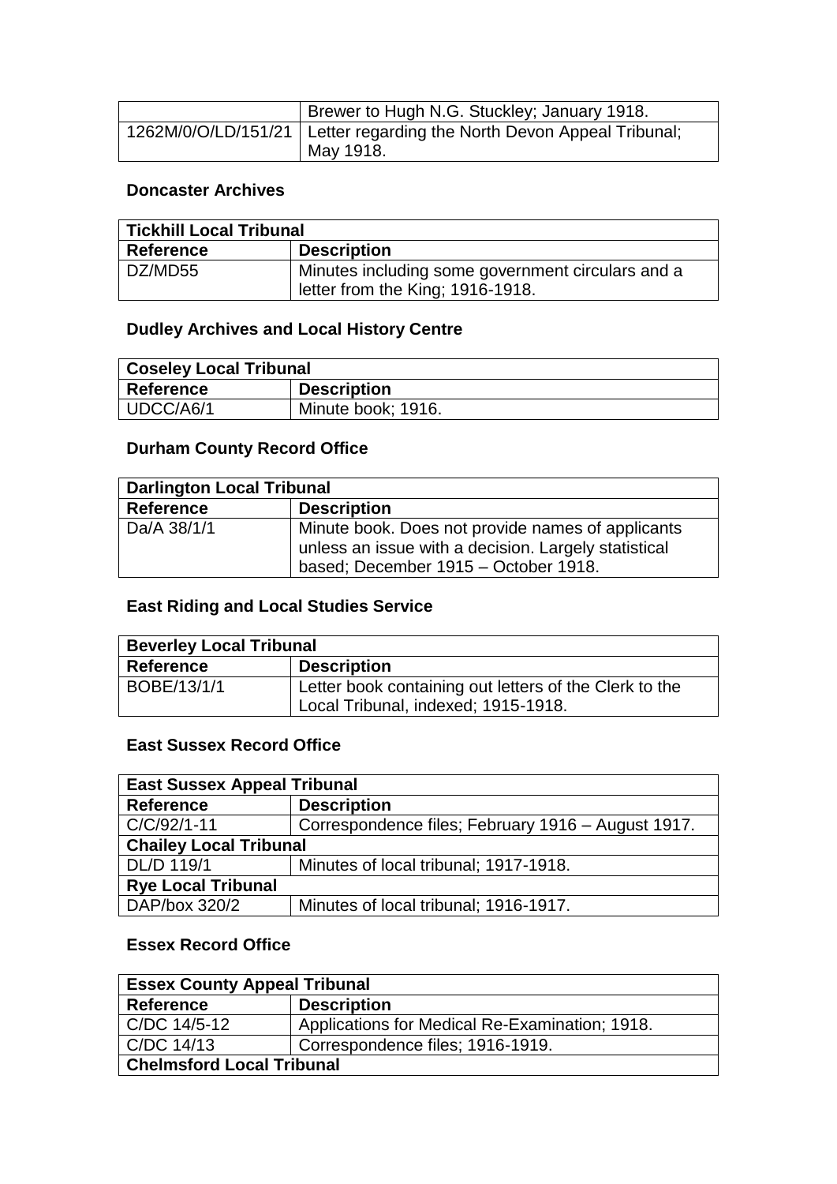| | |
|---|---|
| | Brewer to Hugh N.G. Stuckley; January 1918. |
| 1262M/0/O/LD/151/21 | Letter regarding the North Devon Appeal Tribunal; May 1918. |

**Doncaster Archives**

| Tickhill Local Tribunal | |
|---|---|
| **Reference** | **Description** |
| DZ/MD55 | Minutes including some government circulars and a letter from the King; 1916-1918. |

**Dudley Archives and Local History Centre**

| Coseley Local Tribunal | |
|---|---|
| **Reference** | **Description** |
| UDCC/A6/1 | Minute book; 1916. |

**Durham County Record Office**

| Darlington Local Tribunal | |
|---|---|
| **Reference** | **Description** |
| Da/A 38/1/1 | Minute book. Does not provide names of applicants unless an issue with a decision. Largely statistical based; December 1915 – October 1918. |

**East Riding and Local Studies Service**

| Beverley Local Tribunal | |
|---|---|
| **Reference** | **Description** |
| BOBE/13/1/1 | Letter book containing out letters of the Clerk to the Local Tribunal, indexed; 1915-1918. |

**East Sussex Record Office**

| East Sussex Appeal Tribunal | |
|---|---|
| **Reference** | **Description** |
| C/C/92/1-11 | Correspondence files; February 1916 – August 1917. |
| **Chailey Local Tribunal** | |
| DL/D 119/1 | Minutes of local tribunal; 1917-1918. |
| **Rye Local Tribunal** | |
| DAP/box 320/2 | Minutes of local tribunal; 1916-1917. |

**Essex Record Office**

| Essex County Appeal Tribunal | |
|---|---|
| **Reference** | **Description** |
| C/DC 14/5-12 | Applications for Medical Re-Examination; 1918. |
| C/DC 14/13 | Correspondence files; 1916-1919. |
| **Chelmsford Local Tribunal** | |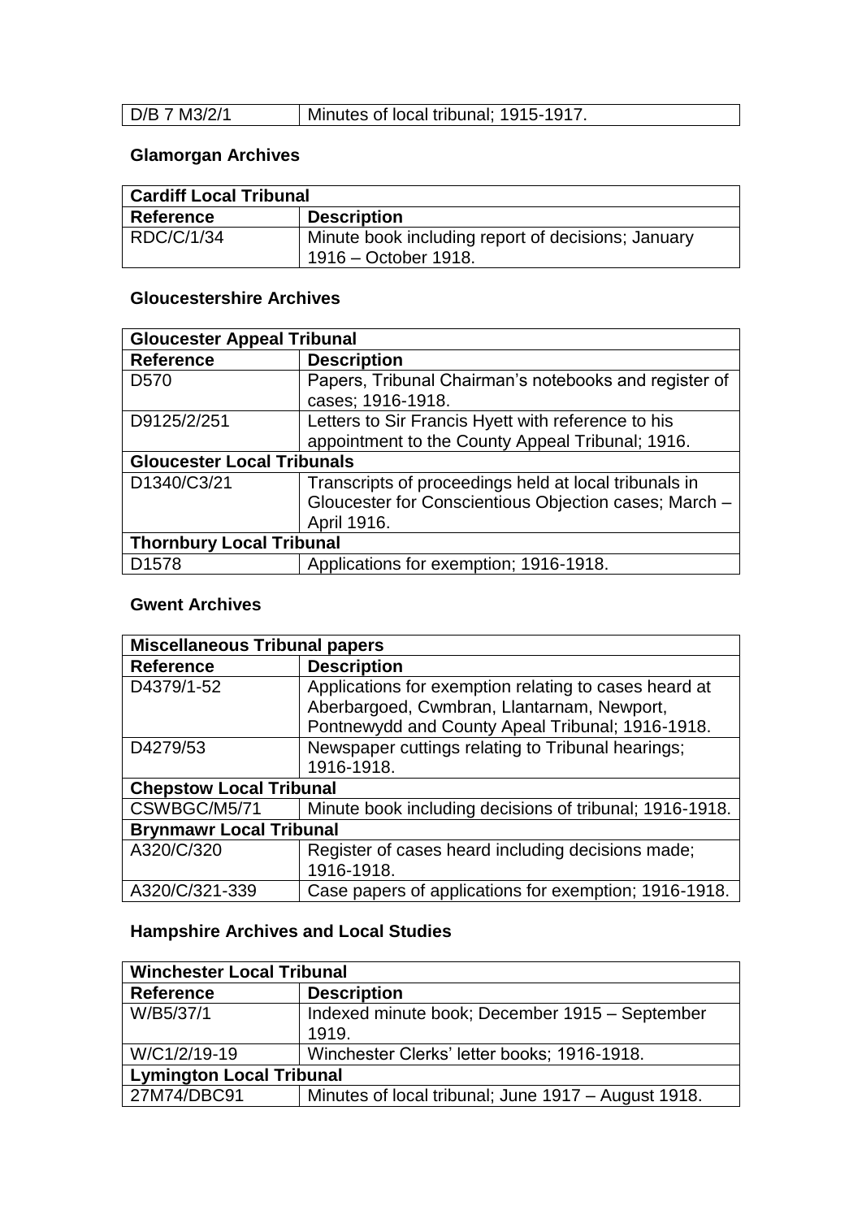| D/B 7 M3/2/1 | Minutes of local tribunal; 1915-1917. |
|---|---|

### Glamorgan Archives

| Cardiff Local Tribunal | |
|---|---|
| **Reference** | **Description** |
| RDC/C/1/34 | Minute book including report of decisions; January 1916 – October 1918. |

### Gloucestershire Archives

| Gloucester Appeal Tribunal | |
|---|---|
| **Reference** | **Description** |
| D570 | Papers, Tribunal Chairman's notebooks and register of cases; 1916-1918. |
| D9125/2/251 | Letters to Sir Francis Hyett with reference to his appointment to the County Appeal Tribunal; 1916. |
| **Gloucester Local Tribunals** | |
| D1340/C3/21 | Transcripts of proceedings held at local tribunals in Gloucester for Conscientious Objection cases; March – April 1916. |
| **Thornbury Local Tribunal** | |
| D1578 | Applications for exemption; 1916-1918. |

### Gwent Archives

| Miscellaneous Tribunal papers | |
|---|---|
| **Reference** | **Description** |
| D4379/1-52 | Applications for exemption relating to cases heard at Aberbargoed, Cwmbran, Llantarnam, Newport, Pontnewydd and County Apeal Tribunal; 1916-1918. |
| D4279/53 | Newspaper cuttings relating to Tribunal hearings; 1916-1918. |
| **Chepstow Local Tribunal** | |
| CSWBGC/M5/71 | Minute book including decisions of tribunal; 1916-1918. |
| **Brynmawr Local Tribunal** | |
| A320/C/320 | Register of cases heard including decisions made; 1916-1918. |
| A320/C/321-339 | Case papers of applications for exemption; 1916-1918. |

### Hampshire Archives and Local Studies

| Winchester Local Tribunal | |
|---|---|
| **Reference** | **Description** |
| W/B5/37/1 | Indexed minute book; December 1915 – September 1919. |
| W/C1/2/19-19 | Winchester Clerks' letter books; 1916-1918. |
| **Lymington Local Tribunal** | |
| 27M74/DBC91 | Minutes of local tribunal; June 1917 – August 1918. |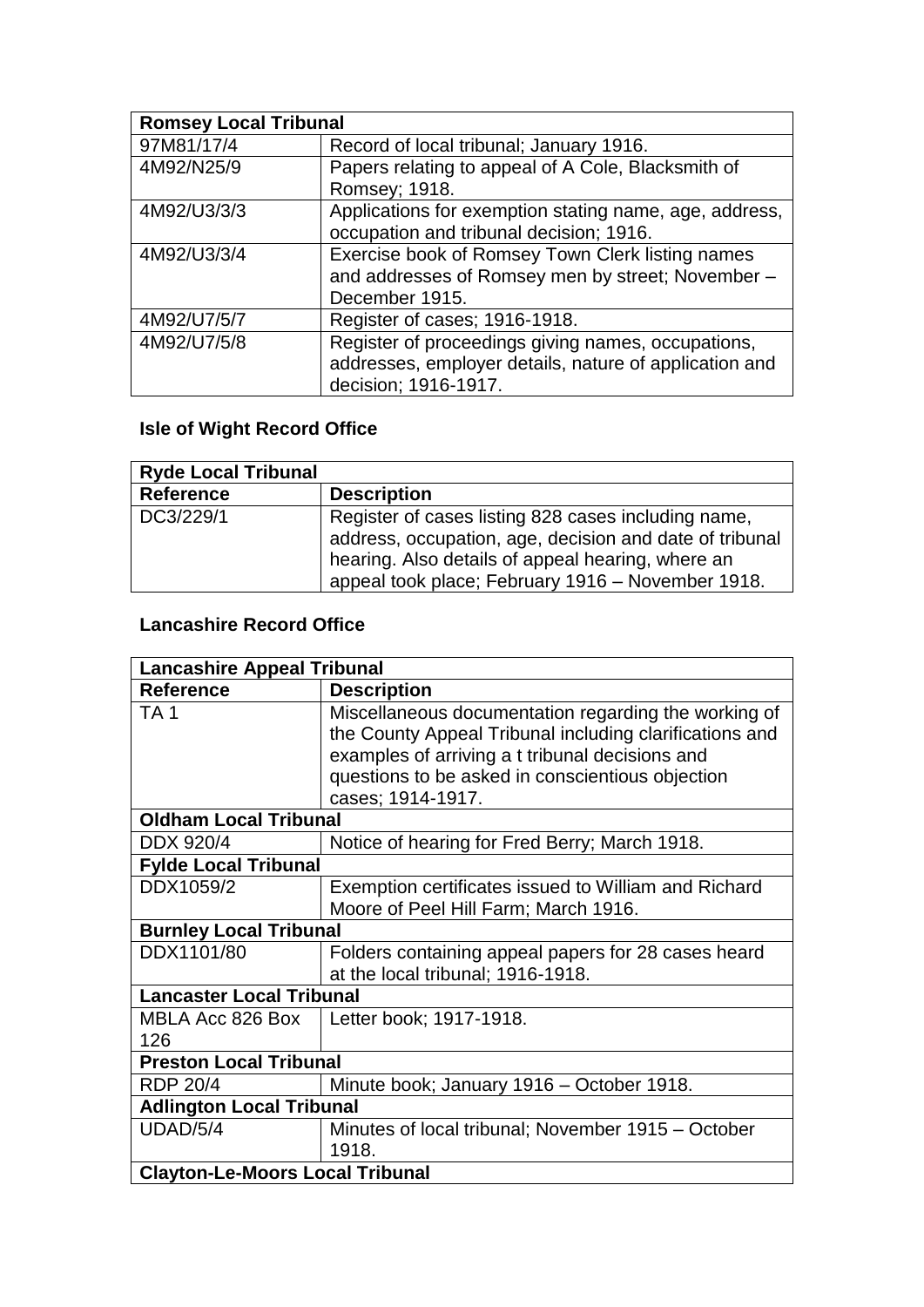| Romsey Local Tribunal | |
|---|---|
| 97M81/17/4 | Record of local tribunal; January 1916. |
| 4M92/N25/9 | Papers relating to appeal of A Cole, Blacksmith of Romsey; 1918. |
| 4M92/U3/3/3 | Applications for exemption stating name, age, address, occupation and tribunal decision; 1916. |
| 4M92/U3/3/4 | Exercise book of Romsey Town Clerk listing names and addresses of Romsey men by street; November – December 1915. |
| 4M92/U7/5/7 | Register of cases; 1916-1918. |
| 4M92/U7/5/8 | Register of proceedings giving names, occupations, addresses, employer details, nature of application and decision; 1916-1917. |

**Isle of Wight Record Office**

| Ryde Local Tribunal | |
|---|---|
| **Reference** | **Description** |
| DC3/229/1 | Register of cases listing 828 cases including name, address, occupation, age, decision and date of tribunal hearing. Also details of appeal hearing, where an appeal took place; February 1916 – November 1918. |

**Lancashire Record Office**

| Lancashire Appeal Tribunal | |
|---|---|
| **Reference** | **Description** |
| TA 1 | Miscellaneous documentation regarding the working of the County Appeal Tribunal including clarifications and examples of arriving a t tribunal decisions and questions to be asked in conscientious objection cases; 1914-1917. |
| **Oldham Local Tribunal** | |
| DDX 920/4 | Notice of hearing for Fred Berry; March 1918. |
| **Fylde Local Tribunal** | |
| DDX1059/2 | Exemption certificates issued to William and Richard Moore of Peel Hill Farm; March 1916. |
| **Burnley Local Tribunal** | |
| DDX1101/80 | Folders containing appeal papers for 28 cases heard at the local tribunal; 1916-1918. |
| **Lancaster Local Tribunal** | |
| MBLA Acc 826 Box 126 | Letter book; 1917-1918. |
| **Preston Local Tribunal** | |
| RDP 20/4 | Minute book; January 1916 – October 1918. |
| **Adlington Local Tribunal** | |
| UDAD/5/4 | Minutes of local tribunal; November 1915 – October 1918. |
| **Clayton-Le-Moors Local Tribunal** | |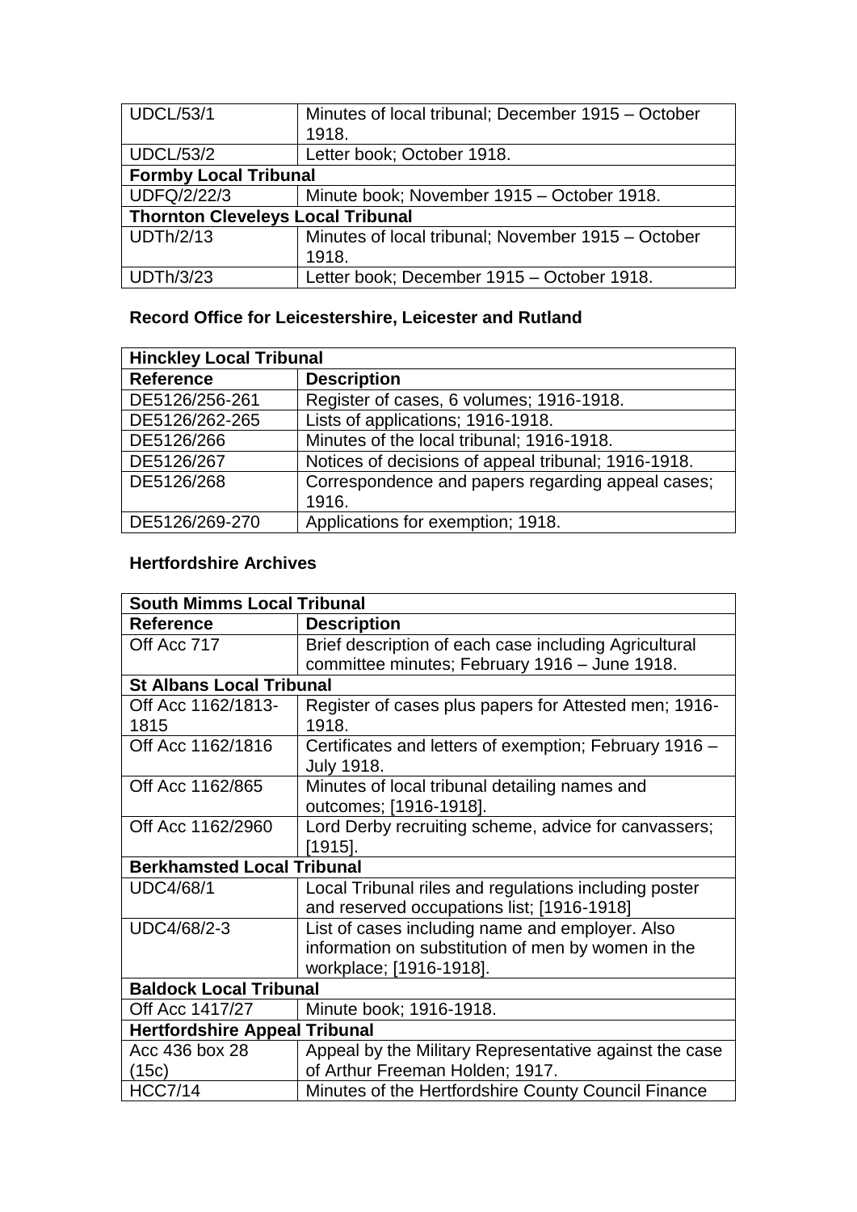| | |
|---|---|
| UDCL/53/1 | Minutes of local tribunal; December 1915 – October 1918. |
| UDCL/53/2 | Letter book; October 1918. |
| **Formby Local Tribunal** | |
| UDFQ/2/22/3 | Minute book; November 1915 – October 1918. |
| **Thornton Cleveleys Local Tribunal** | |
| UDTh/2/13 | Minutes of local tribunal; November 1915 – October 1918. |
| UDTh/3/23 | Letter book; December 1915 – October 1918. |

### Record Office for Leicestershire, Leicester and Rutland

| **Hinckley Local Tribunal** | |
|---|---|
| **Reference** | **Description** |
| DE5126/256-261 | Register of cases, 6 volumes; 1916-1918. |
| DE5126/262-265 | Lists of applications; 1916-1918. |
| DE5126/266 | Minutes of the local tribunal; 1916-1918. |
| DE5126/267 | Notices of decisions of appeal tribunal; 1916-1918. |
| DE5126/268 | Correspondence and papers regarding appeal cases; 1916. |
| DE5126/269-270 | Applications for exemption; 1918. |

### Hertfordshire Archives

| **South Mimms Local Tribunal** | |
|---|---|
| **Reference** | **Description** |
| Off Acc 717 | Brief description of each case including Agricultural committee minutes; February 1916 – June 1918. |
| **St Albans Local Tribunal** | |
| Off Acc 1162/1813-1815 | Register of cases plus papers for Attested men; 1916-1918. |
| Off Acc 1162/1816 | Certificates and letters of exemption; February 1916 – July 1918. |
| Off Acc 1162/865 | Minutes of local tribunal detailing names and outcomes; [1916-1918]. |
| Off Acc 1162/2960 | Lord Derby recruiting scheme, advice for canvassers; [1915]. |
| **Berkhamsted Local Tribunal** | |
| UDC4/68/1 | Local Tribunal riles and regulations including poster and reserved occupations list; [1916-1918] |
| UDC4/68/2-3 | List of cases including name and employer. Also information on substitution of men by women in the workplace; [1916-1918]. |
| **Baldock Local Tribunal** | |
| Off Acc 1417/27 | Minute book; 1916-1918. |
| **Hertfordshire Appeal Tribunal** | |
| Acc 436 box 28 (15c) | Appeal by the Military Representative against the case of Arthur Freeman Holden; 1917. |
| HCC7/14 | Minutes of the Hertfordshire County Council Finance |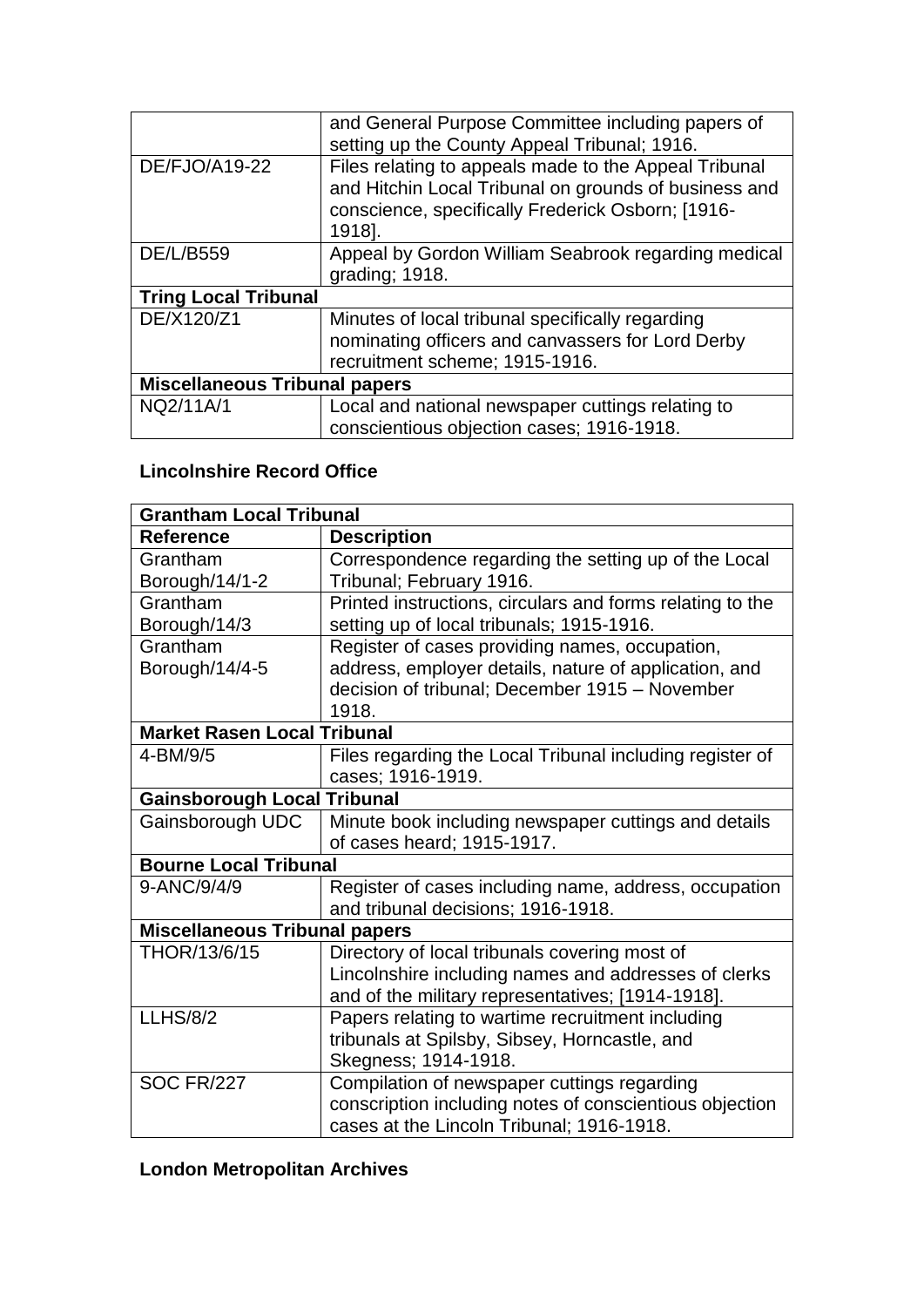| | |
|---|---|
| | and General Purpose Committee including papers of setting up the County Appeal Tribunal; 1916. |
| DE/FJO/A19-22 | Files relating to appeals made to the Appeal Tribunal and Hitchin Local Tribunal on grounds of business and conscience, specifically Frederick Osborn; [1916-1918]. |
| DE/L/B559 | Appeal by Gordon William Seabrook regarding medical grading; 1918. |
| **Tring Local Tribunal** | |
| DE/X120/Z1 | Minutes of local tribunal specifically regarding nominating officers and canvassers for Lord Derby recruitment scheme; 1915-1916. |
| **Miscellaneous Tribunal papers** | |
| NQ2/11A/1 | Local and national newspaper cuttings relating to conscientious objection cases; 1916-1918. |

**Lincolnshire Record Office**

| **Grantham Local Tribunal** | |
|---|---|
| **Reference** | **Description** |
| Grantham Borough/14/1-2 | Correspondence regarding the setting up of the Local Tribunal; February 1916. |
| Grantham Borough/14/3 | Printed instructions, circulars and forms relating to the setting up of local tribunals; 1915-1916. |
| Grantham Borough/14/4-5 | Register of cases providing names, occupation, address, employer details, nature of application, and decision of tribunal; December 1915 – November 1918. |
| **Market Rasen Local Tribunal** | |
| 4-BM/9/5 | Files regarding the Local Tribunal including register of cases; 1916-1919. |
| **Gainsborough Local Tribunal** | |
| Gainsborough UDC | Minute book including newspaper cuttings and details of cases heard; 1915-1917. |
| **Bourne Local Tribunal** | |
| 9-ANC/9/4/9 | Register of cases including name, address, occupation and tribunal decisions; 1916-1918. |
| **Miscellaneous Tribunal papers** | |
| THOR/13/6/15 | Directory of local tribunals covering most of Lincolnshire including names and addresses of clerks and of the military representatives; [1914-1918]. |
| LLHS/8/2 | Papers relating to wartime recruitment including tribunals at Spilsby, Sibsey, Horncastle, and Skegness; 1914-1918. |
| SOC FR/227 | Compilation of newspaper cuttings regarding conscription including notes of conscientious objection cases at the Lincoln Tribunal; 1916-1918. |

**London Metropolitan Archives**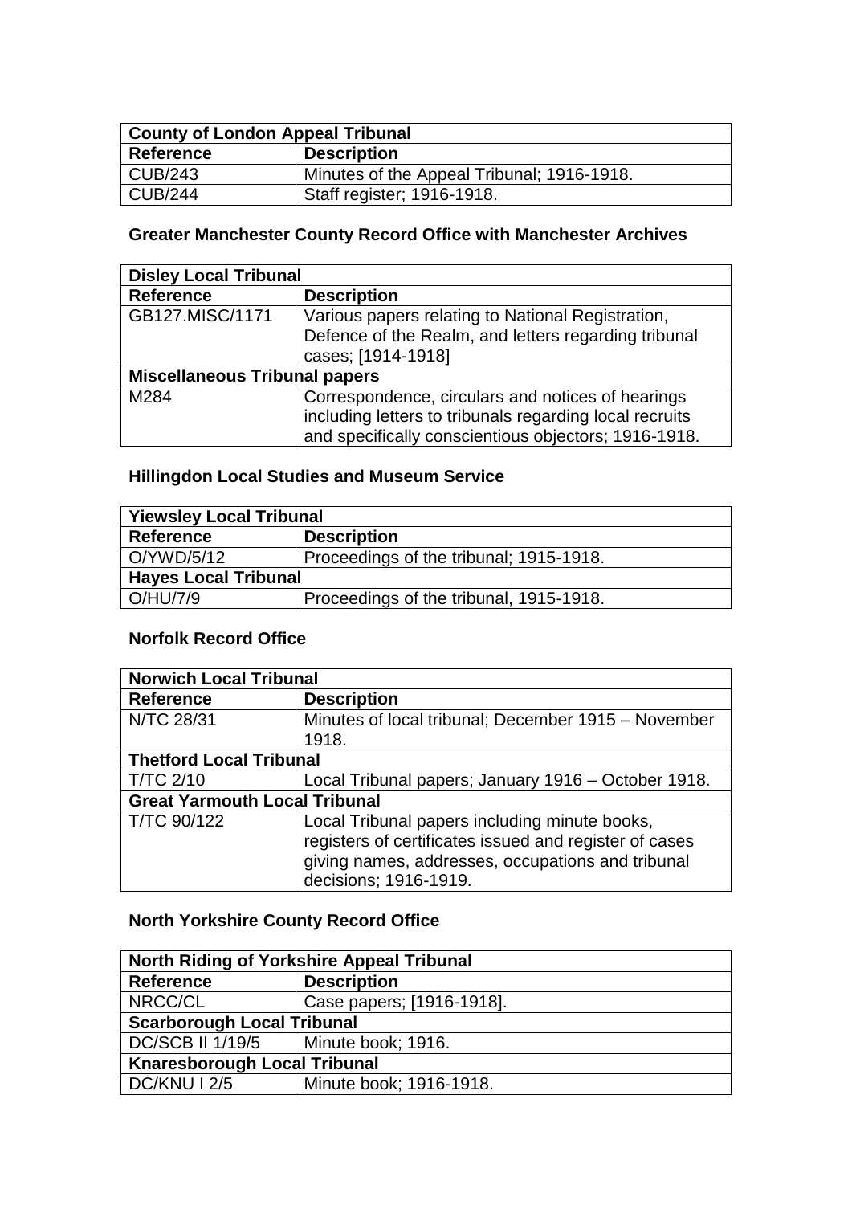| County of London Appeal Tribunal | |
|---|---|
| **Reference** | **Description** |
| CUB/243 | Minutes of the Appeal Tribunal; 1916-1918. |
| CUB/244 | Staff register; 1916-1918. |

### Greater Manchester County Record Office with Manchester Archives

| Disley Local Tribunal | |
|---|---|
| **Reference** | **Description** |
| GB127.MISC/1171 | Various papers relating to National Registration, Defence of the Realm, and letters regarding tribunal cases; [1914-1918] |
| **Miscellaneous Tribunal papers** | |
| M284 | Correspondence, circulars and notices of hearings including letters to tribunals regarding local recruits and specifically conscientious objectors; 1916-1918. |

### Hillingdon Local Studies and Museum Service

| Yiewsley Local Tribunal | |
|---|---|
| **Reference** | **Description** |
| O/YWD/5/12 | Proceedings of the tribunal; 1915-1918. |
| **Hayes Local Tribunal** | |
| O/HU/7/9 | Proceedings of the tribunal, 1915-1918. |

### Norfolk Record Office

| Norwich Local Tribunal | |
|---|---|
| **Reference** | **Description** |
| N/TC 28/31 | Minutes of local tribunal; December 1915 – November 1918. |
| **Thetford Local Tribunal** | |
| T/TC 2/10 | Local Tribunal papers; January 1916 – October 1918. |
| **Great Yarmouth Local Tribunal** | |
| T/TC 90/122 | Local Tribunal papers including minute books, registers of certificates issued and register of cases giving names, addresses, occupations and tribunal decisions; 1916-1919. |

### North Yorkshire County Record Office

| North Riding of Yorkshire Appeal Tribunal | |
|---|---|
| **Reference** | **Description** |
| NRCC/CL | Case papers; [1916-1918]. |
| **Scarborough Local Tribunal** | |
| DC/SCB II 1/19/5 | Minute book; 1916. |
| **Knaresborough Local Tribunal** | |
| DC/KNU I 2/5 | Minute book; 1916-1918. |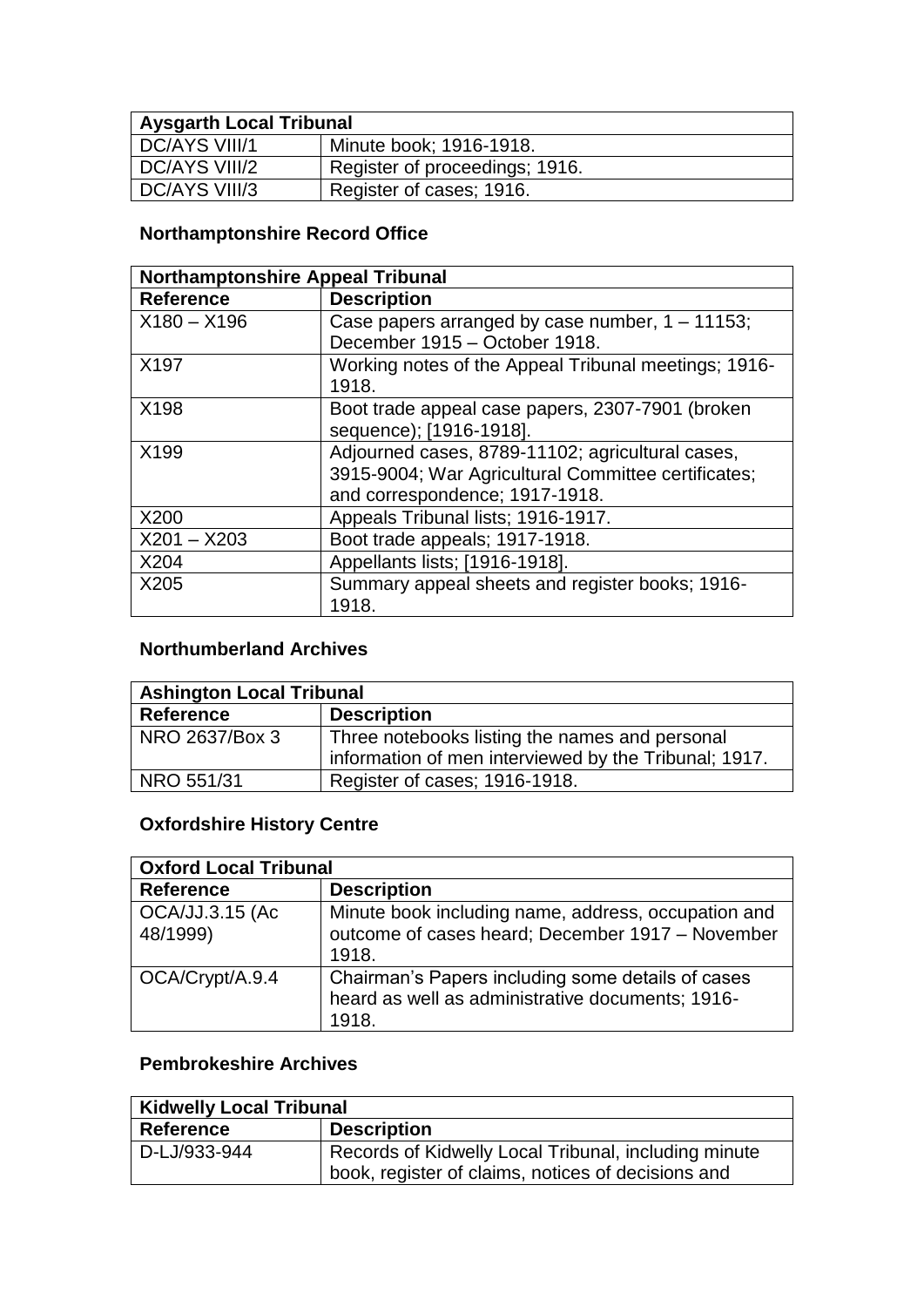| Aysgarth Local Tribunal | |
|---|---|
| DC/AYS VIII/1 | Minute book; 1916-1918. |
| DC/AYS VIII/2 | Register of proceedings; 1916. |
| DC/AYS VIII/3 | Register of cases; 1916. |

### Northamptonshire Record Office

| Northamptonshire Appeal Tribunal | |
|---|---|
| **Reference** | **Description** |
| X180 – X196 | Case papers arranged by case number, 1 – 11153; December 1915 – October 1918. |
| X197 | Working notes of the Appeal Tribunal meetings; 1916-1918. |
| X198 | Boot trade appeal case papers, 2307-7901 (broken sequence); [1916-1918]. |
| X199 | Adjourned cases, 8789-11102; agricultural cases, 3915-9004; War Agricultural Committee certificates; and correspondence; 1917-1918. |
| X200 | Appeals Tribunal lists; 1916-1917. |
| X201 – X203 | Boot trade appeals; 1917-1918. |
| X204 | Appellants lists; [1916-1918]. |
| X205 | Summary appeal sheets and register books; 1916-1918. |

### Northumberland Archives

| Ashington Local Tribunal | |
|---|---|
| **Reference** | **Description** |
| NRO 2637/Box 3 | Three notebooks listing the names and personal information of men interviewed by the Tribunal; 1917. |
| NRO 551/31 | Register of cases; 1916-1918. |

### Oxfordshire History Centre

| Oxford Local Tribunal | |
|---|---|
| **Reference** | **Description** |
| OCA/JJ.3.15 (Ac 48/1999) | Minute book including name, address, occupation and outcome of cases heard; December 1917 – November 1918. |
| OCA/Crypt/A.9.4 | Chairman's Papers including some details of cases heard as well as administrative documents; 1916-1918. |

### Pembrokeshire Archives

| Kidwelly Local Tribunal | |
|---|---|
| **Reference** | **Description** |
| D-LJ/933-944 | Records of Kidwelly Local Tribunal, including minute book, register of claims, notices of decisions and |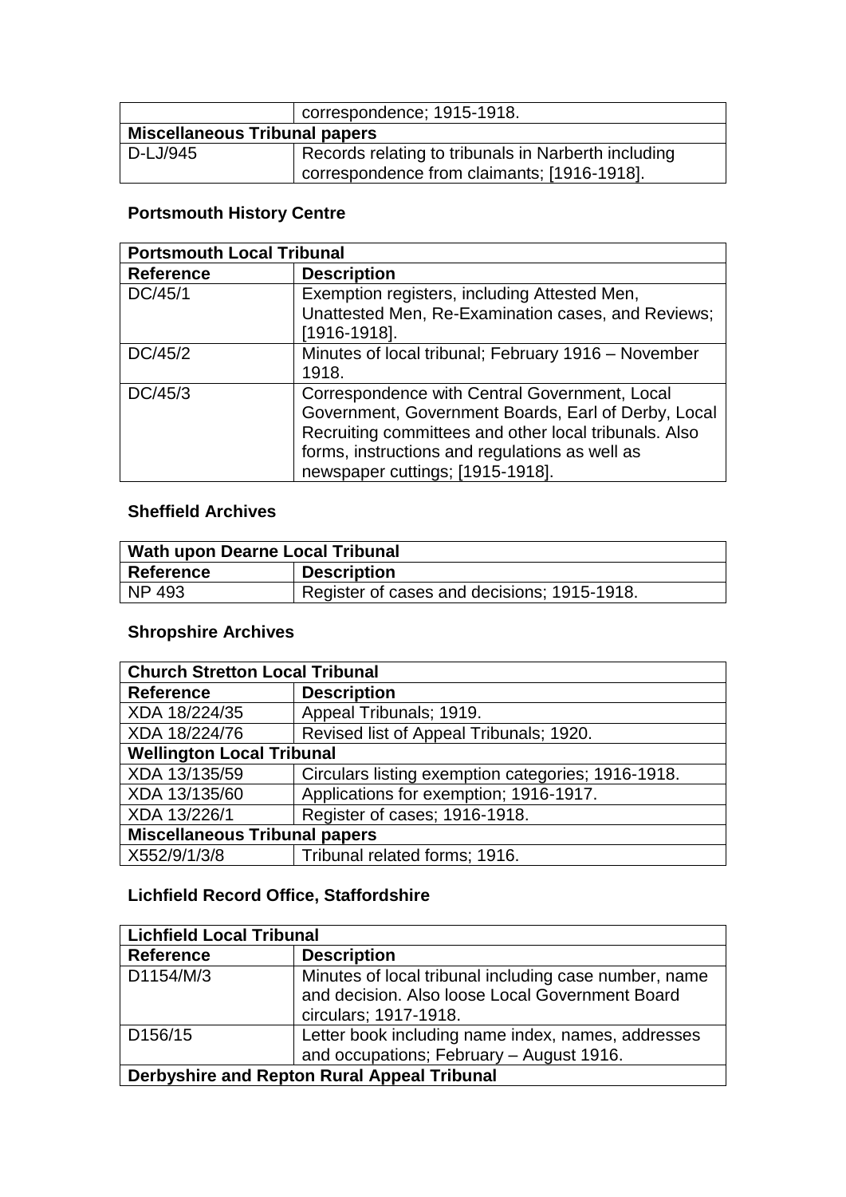| | correspondence; 1915-1918. |
|---|---|
| **Miscellaneous Tribunal papers** | |
| D-LJ/945 | Records relating to tribunals in Narberth including correspondence from claimants; [1916-1918]. |

**Portsmouth History Centre**

| **Portsmouth Local Tribunal** | |
|---|---|
| **Reference** | **Description** |
| DC/45/1 | Exemption registers, including Attested Men, Unattested Men, Re-Examination cases, and Reviews; [1916-1918]. |
| DC/45/2 | Minutes of local tribunal; February 1916 – November 1918. |
| DC/45/3 | Correspondence with Central Government, Local Government, Government Boards, Earl of Derby, Local Recruiting committees and other local tribunals. Also forms, instructions and regulations as well as newspaper cuttings; [1915-1918]. |

**Sheffield Archives**

| **Wath upon Dearne Local Tribunal** | |
|---|---|
| **Reference** | **Description** |
| NP 493 | Register of cases and decisions; 1915-1918. |

**Shropshire Archives**

| **Church Stretton Local Tribunal** | |
|---|---|
| **Reference** | **Description** |
| XDA 18/224/35 | Appeal Tribunals; 1919. |
| XDA 18/224/76 | Revised list of Appeal Tribunals; 1920. |
| **Wellington Local Tribunal** | |
| XDA 13/135/59 | Circulars listing exemption categories; 1916-1918. |
| XDA 13/135/60 | Applications for exemption; 1916-1917. |
| XDA 13/226/1 | Register of cases; 1916-1918. |
| **Miscellaneous Tribunal papers** | |
| X552/9/1/3/8 | Tribunal related forms; 1916. |

**Lichfield Record Office, Staffordshire**

| **Lichfield Local Tribunal** | |
|---|---|
| **Reference** | **Description** |
| D1154/M/3 | Minutes of local tribunal including case number, name and decision. Also loose Local Government Board circulars; 1917-1918. |
| D156/15 | Letter book including name index, names, addresses and occupations; February – August 1916. |
| **Derbyshire and Repton Rural Appeal Tribunal** | |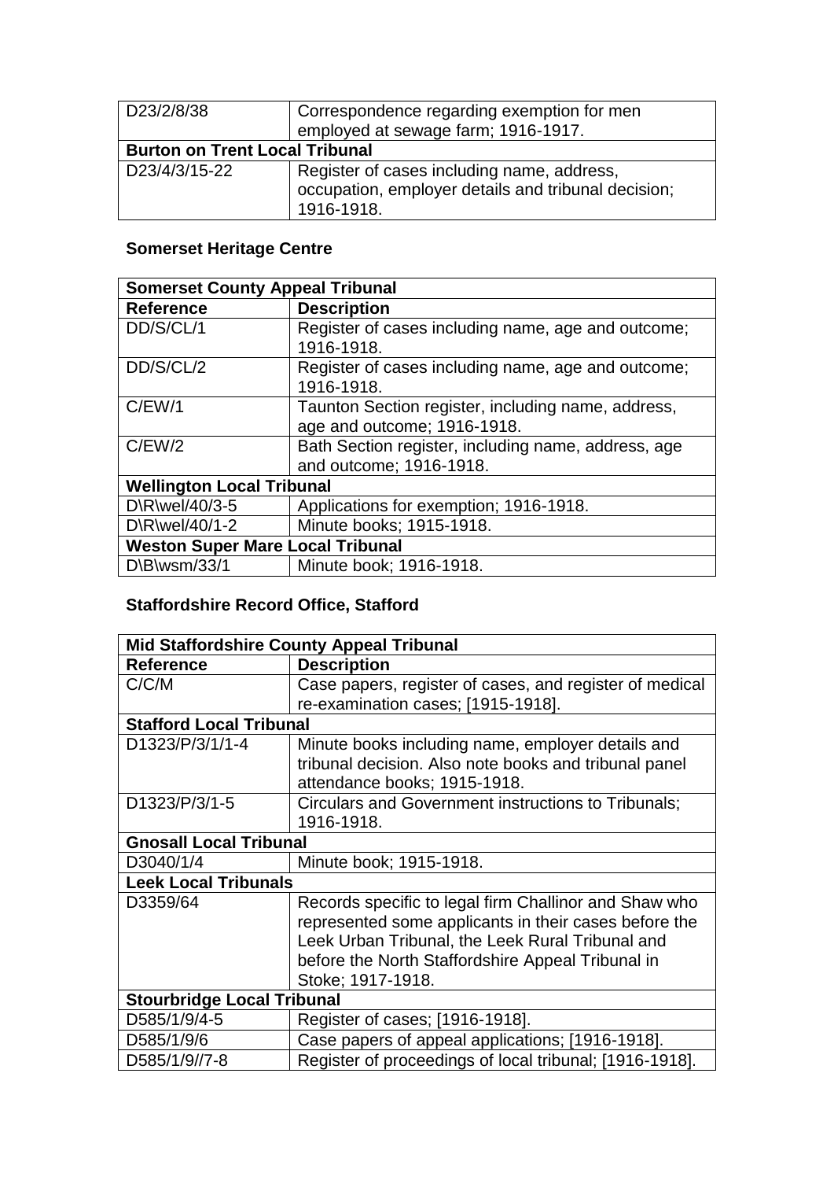| | |
|---|---|
| D23/2/8/38 | Correspondence regarding exemption for men employed at sewage farm; 1916-1917. |
| **Burton on Trent Local Tribunal** | |
| D23/4/3/15-22 | Register of cases including name, address, occupation, employer details and tribunal decision; 1916-1918. |

### Somerset Heritage Centre

| **Somerset County Appeal Tribunal** | |
|---|---|
| **Reference** | **Description** |
| DD/S/CL/1 | Register of cases including name, age and outcome; 1916-1918. |
| DD/S/CL/2 | Register of cases including name, age and outcome; 1916-1918. |
| C/EW/1 | Taunton Section register, including name, address, age and outcome; 1916-1918. |
| C/EW/2 | Bath Section register, including name, address, age and outcome; 1916-1918. |
| **Wellington Local Tribunal** | |
| D\R\wel/40/3-5 | Applications for exemption; 1916-1918. |
| D\R\wel/40/1-2 | Minute books; 1915-1918. |
| **Weston Super Mare Local Tribunal** | |
| D\B\wsm/33/1 | Minute book; 1916-1918. |

### Staffordshire Record Office, Stafford

| **Mid Staffordshire County Appeal Tribunal** | |
|---|---|
| **Reference** | **Description** |
| C/C/M | Case papers, register of cases, and register of medical re-examination cases; [1915-1918]. |
| **Stafford Local Tribunal** | |
| D1323/P/3/1/1-4 | Minute books including name, employer details and tribunal decision. Also note books and tribunal panel attendance books; 1915-1918. |
| D1323/P/3/1-5 | Circulars and Government instructions to Tribunals; 1916-1918. |
| **Gnosall Local Tribunal** | |
| D3040/1/4 | Minute book; 1915-1918. |
| **Leek Local Tribunals** | |
| D3359/64 | Records specific to legal firm Challinor and Shaw who represented some applicants in their cases before the Leek Urban Tribunal, the Leek Rural Tribunal and before the North Staffordshire Appeal Tribunal in Stoke; 1917-1918. |
| **Stourbridge Local Tribunal** | |
| D585/1/9/4-5 | Register of cases; [1916-1918]. |
| D585/1/9/6 | Case papers of appeal applications; [1916-1918]. |
| D585/1/9//7-8 | Register of proceedings of local tribunal; [1916-1918]. |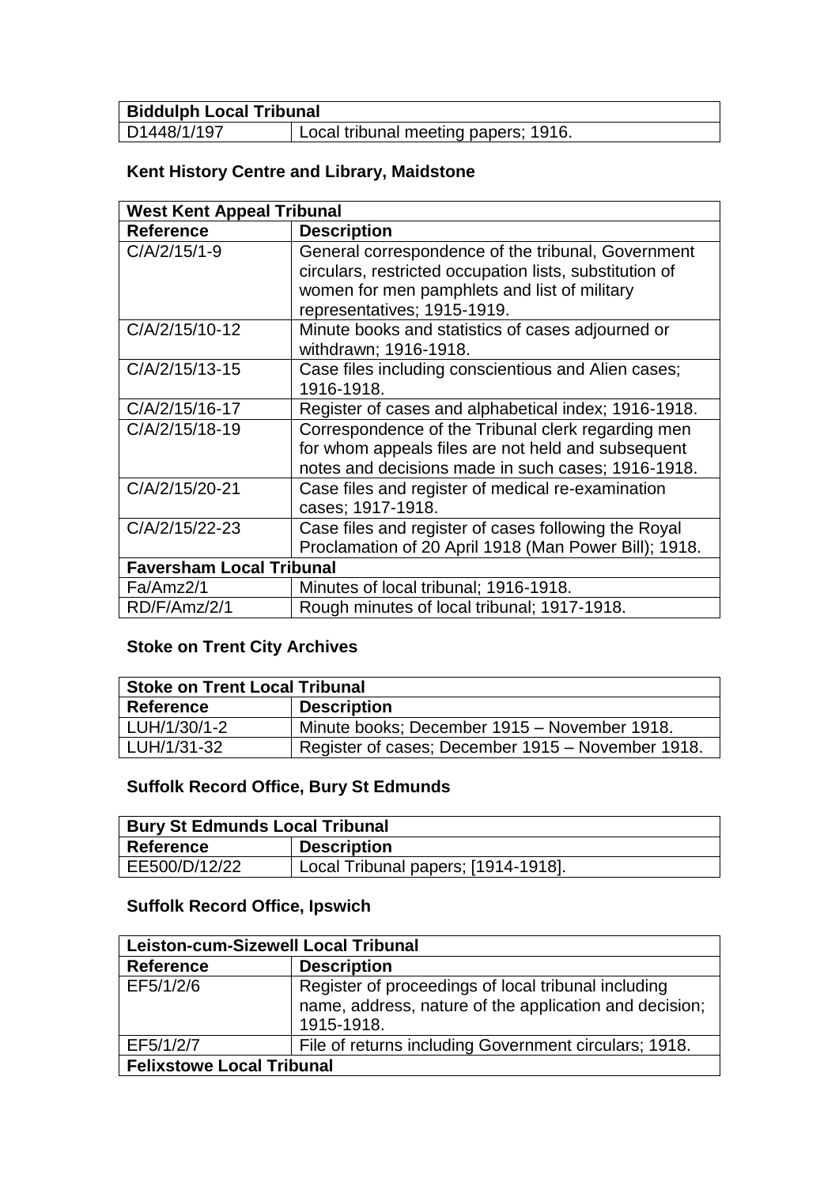| Biddulph Local Tribunal | |
|---|---|
| D1448/1/197 | Local tribunal meeting papers; 1916. |

### Kent History Centre and Library, Maidstone

| West Kent Appeal Tribunal | |
|---|---|
| **Reference** | **Description** |
| C/A/2/15/1-9 | General correspondence of the tribunal, Government circulars, restricted occupation lists, substitution of women for men pamphlets and list of military representatives; 1915-1919. |
| C/A/2/15/10-12 | Minute books and statistics of cases adjourned or withdrawn; 1916-1918. |
| C/A/2/15/13-15 | Case files including conscientious and Alien cases; 1916-1918. |
| C/A/2/15/16-17 | Register of cases and alphabetical index; 1916-1918. |
| C/A/2/15/18-19 | Correspondence of the Tribunal clerk regarding men for whom appeals files are not held and subsequent notes and decisions made in such cases; 1916-1918. |
| C/A/2/15/20-21 | Case files and register of medical re-examination cases; 1917-1918. |
| C/A/2/15/22-23 | Case files and register of cases following the Royal Proclamation of 20 April 1918 (Man Power Bill); 1918. |
| **Faversham Local Tribunal** | |
| Fa/Amz2/1 | Minutes of local tribunal; 1916-1918. |
| RD/F/Amz/2/1 | Rough minutes of local tribunal; 1917-1918. |

### Stoke on Trent City Archives

| Stoke on Trent Local Tribunal | |
|---|---|
| **Reference** | **Description** |
| LUH/1/30/1-2 | Minute books; December 1915 – November 1918. |
| LUH/1/31-32 | Register of cases; December 1915 – November 1918. |

### Suffolk Record Office, Bury St Edmunds

| Bury St Edmunds Local Tribunal | |
|---|---|
| **Reference** | **Description** |
| EE500/D/12/22 | Local Tribunal papers; [1914-1918]. |

### Suffolk Record Office, Ipswich

| Leiston-cum-Sizewell Local Tribunal | |
|---|---|
| **Reference** | **Description** |
| EF5/1/2/6 | Register of proceedings of local tribunal including name, address, nature of the application and decision; 1915-1918. |
| EF5/1/2/7 | File of returns including Government circulars; 1918. |
| **Felixstowe Local Tribunal** | |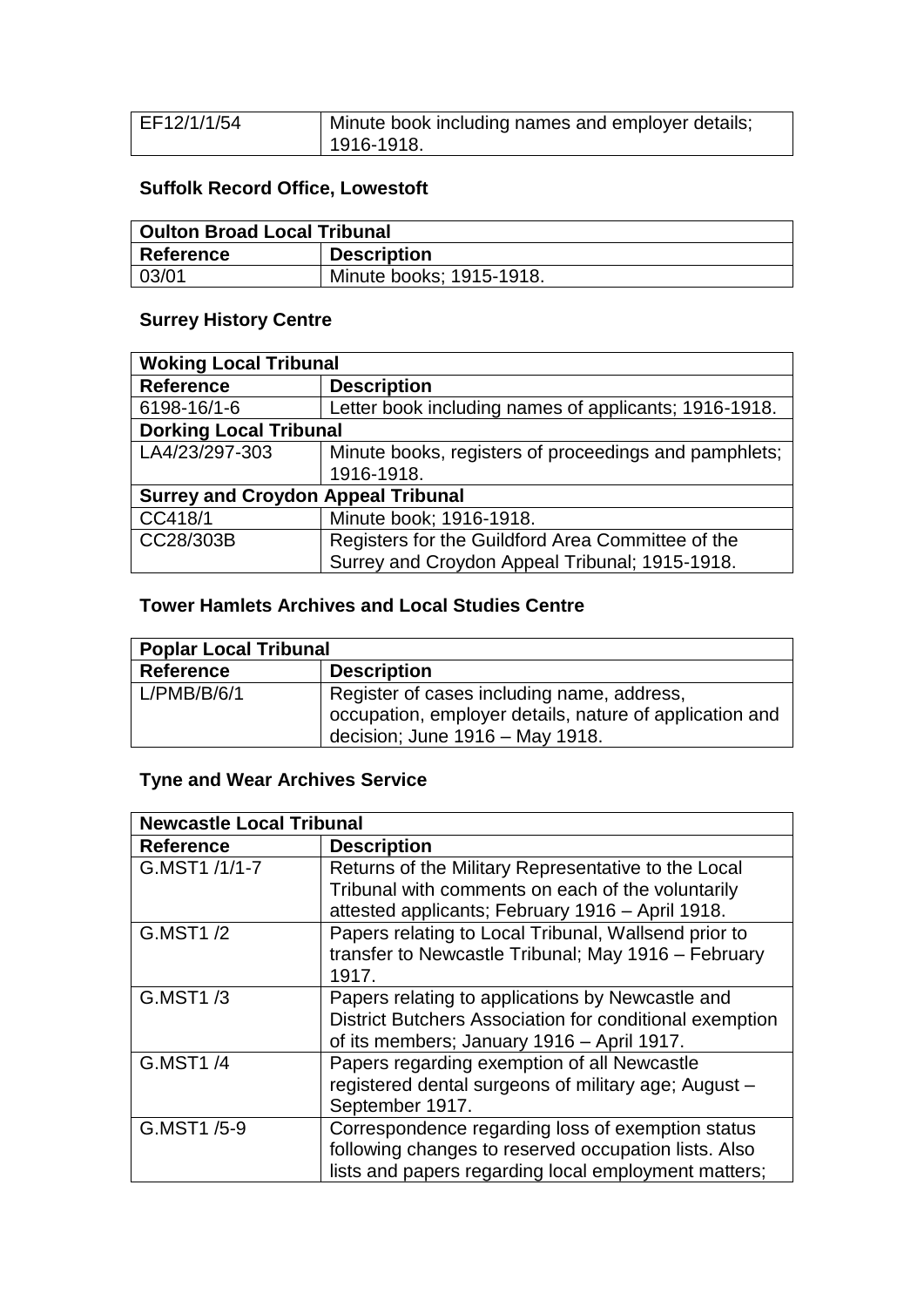| EF12/1/1/54 | Minute book including names and employer details; 1916-1918. |
|---|---|

**Suffolk Record Office, Lowestoft**

| Oulton Broad Local Tribunal | |
|---|---|
| **Reference** | **Description** |
| 03/01 | Minute books; 1915-1918. |

**Surrey History Centre**

| Woking Local Tribunal | |
|---|---|
| **Reference** | **Description** |
| 6198-16/1-6 | Letter book including names of applicants; 1916-1918. |
| **Dorking Local Tribunal** | |
| LA4/23/297-303 | Minute books, registers of proceedings and pamphlets; 1916-1918. |
| **Surrey and Croydon Appeal Tribunal** | |
| CC418/1 | Minute book; 1916-1918. |
| CC28/303B | Registers for the Guildford Area Committee of the Surrey and Croydon Appeal Tribunal; 1915-1918. |

**Tower Hamlets Archives and Local Studies Centre**

| Poplar Local Tribunal | |
|---|---|
| **Reference** | **Description** |
| L/PMB/B/6/1 | Register of cases including name, address, occupation, employer details, nature of application and decision; June 1916 – May 1918. |

**Tyne and Wear Archives Service**

| Newcastle Local Tribunal | |
|---|---|
| **Reference** | **Description** |
| G.MST1 /1/1-7 | Returns of the Military Representative to the Local Tribunal with comments on each of the voluntarily attested applicants; February 1916 – April 1918. |
| G.MST1 /2 | Papers relating to Local Tribunal, Wallsend prior to transfer to Newcastle Tribunal; May 1916 – February 1917. |
| G.MST1 /3 | Papers relating to applications by Newcastle and District Butchers Association for conditional exemption of its members; January 1916 – April 1917. |
| G.MST1 /4 | Papers regarding exemption of all Newcastle registered dental surgeons of military age; August – September 1917. |
| G.MST1 /5-9 | Correspondence regarding loss of exemption status following changes to reserved occupation lists. Also lists and papers regarding local employment matters; |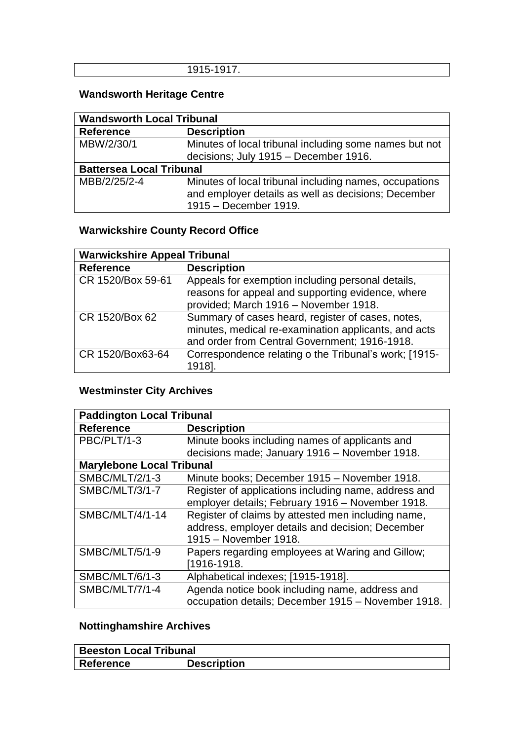| | 1915-1917. |
|---|---|

## Wandsworth Heritage Centre

| Wandsworth Local Tribunal | |
|---|---|
| **Reference** | **Description** |
| MBW/2/30/1 | Minutes of local tribunal including some names but not decisions; July 1915 – December 1916. |
| **Battersea Local Tribunal** | |
| MBB/2/25/2-4 | Minutes of local tribunal including names, occupations and employer details as well as decisions; December 1915 – December 1919. |

## Warwickshire County Record Office

| Warwickshire Appeal Tribunal | |
|---|---|
| **Reference** | **Description** |
| CR 1520/Box 59-61 | Appeals for exemption including personal details, reasons for appeal and supporting evidence, where provided; March 1916 – November 1918. |
| CR 1520/Box 62 | Summary of cases heard, register of cases, notes, minutes, medical re-examination applicants, and acts and order from Central Government; 1916-1918. |
| CR 1520/Box63-64 | Correspondence relating o the Tribunal's work; [1915-1918]. |

## Westminster City Archives

| Paddington Local Tribunal | |
|---|---|
| **Reference** | **Description** |
| PBC/PLT/1-3 | Minute books including names of applicants and decisions made; January 1916 – November 1918. |
| **Marylebone Local Tribunal** | |
| SMBC/MLT/2/1-3 | Minute books; December 1915 – November 1918. |
| SMBC/MLT/3/1-7 | Register of applications including name, address and employer details; February 1916 – November 1918. |
| SMBC/MLT/4/1-14 | Register of claims by attested men including name, address, employer details and decision; December 1915 – November 1918. |
| SMBC/MLT/5/1-9 | Papers regarding employees at Waring and Gillow; [1916-1918. |
| SMBC/MLT/6/1-3 | Alphabetical indexes; [1915-1918]. |
| SMBC/MLT/7/1-4 | Agenda notice book including name, address and occupation details; December 1915 – November 1918. |

## Nottinghamshire Archives

| Beeston Local Tribunal | |
|---|---|
| **Reference** | **Description** |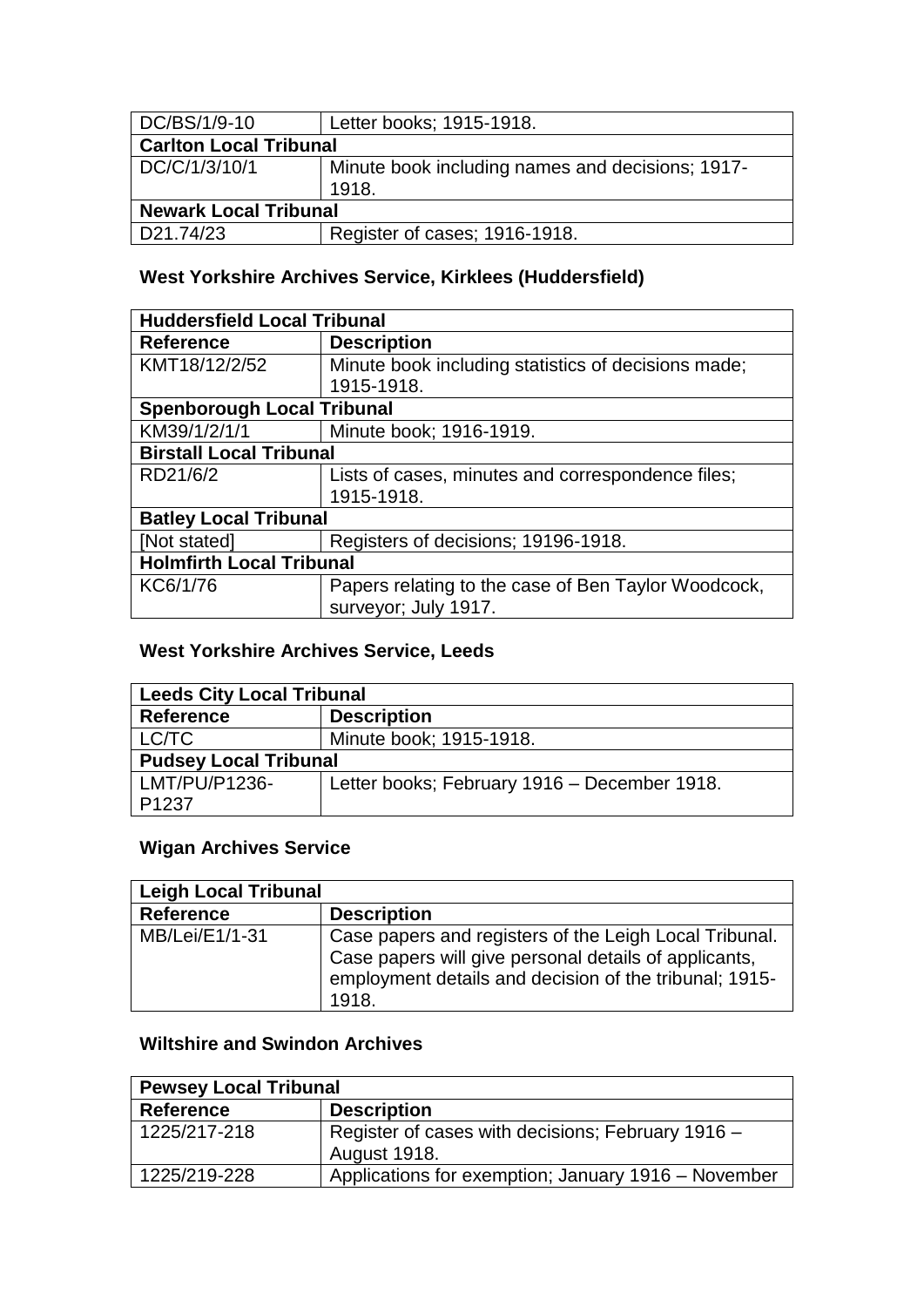| DC/BS/1/9-10 | Letter books; 1915-1918. |
|---|---|
| **Carlton Local Tribunal** | |
| DC/C/1/3/10/1 | Minute book including names and decisions; 1917-1918. |
| **Newark Local Tribunal** | |
| D21.74/23 | Register of cases; 1916-1918. |

### West Yorkshire Archives Service, Kirklees (Huddersfield)

| **Huddersfield Local Tribunal** | |
|---|---|
| **Reference** | **Description** |
| KMT18/12/2/52 | Minute book including statistics of decisions made; 1915-1918. |
| **Spenborough Local Tribunal** | |
| KM39/1/2/1/1 | Minute book; 1916-1919. |
| **Birstall Local Tribunal** | |
| RD21/6/2 | Lists of cases, minutes and correspondence files; 1915-1918. |
| **Batley Local Tribunal** | |
| [Not stated] | Registers of decisions; 19196-1918. |
| **Holmfirth Local Tribunal** | |
| KC6/1/76 | Papers relating to the case of Ben Taylor Woodcock, surveyor; July 1917. |

### West Yorkshire Archives Service, Leeds

| **Leeds City Local Tribunal** | |
|---|---|
| **Reference** | **Description** |
| LC/TC | Minute book; 1915-1918. |
| **Pudsey Local Tribunal** | |
| LMT/PU/P1236-P1237 | Letter books; February 1916 – December 1918. |

### Wigan Archives Service

| **Leigh Local Tribunal** | |
|---|---|
| **Reference** | **Description** |
| MB/Lei/E1/1-31 | Case papers and registers of the Leigh Local Tribunal. Case papers will give personal details of applicants, employment details and decision of the tribunal; 1915-1918. |

### Wiltshire and Swindon Archives

| **Pewsey Local Tribunal** | |
|---|---|
| **Reference** | **Description** |
| 1225/217-218 | Register of cases with decisions; February 1916 – August 1918. |
| 1225/219-228 | Applications for exemption; January 1916 – November |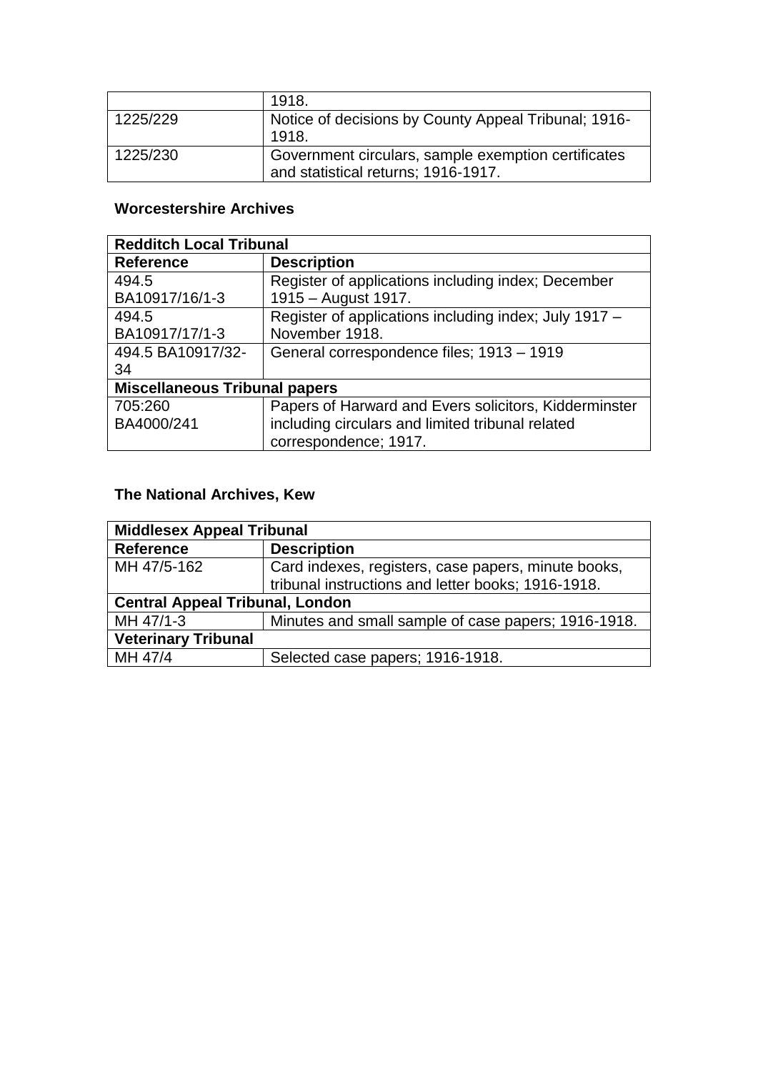| | |
|---|---|
| | 1918. |
| 1225/229 | Notice of decisions by County Appeal Tribunal; 1916-1918. |
| 1225/230 | Government circulars, sample exemption certificates and statistical returns; 1916-1917. |

**Worcestershire Archives**

| **Redditch Local Tribunal** | |
|---|---|
| **Reference** | **Description** |
| 494.5 BA10917/16/1-3 | Register of applications including index; December 1915 – August 1917. |
| 494.5 BA10917/17/1-3 | Register of applications including index; July 1917 – November 1918. |
| 494.5 BA10917/32-34 | General correspondence files; 1913 – 1919 |
| **Miscellaneous Tribunal papers** | |
| 705:260 BA4000/241 | Papers of Harward and Evers solicitors, Kidderminster including circulars and limited tribunal related correspondence; 1917. |

**The National Archives, Kew**

| **Middlesex Appeal Tribunal** | |
|---|---|
| **Reference** | **Description** |
| MH 47/5-162 | Card indexes, registers, case papers, minute books, tribunal instructions and letter books; 1916-1918. |
| **Central Appeal Tribunal, London** | |
| MH 47/1-3 | Minutes and small sample of case papers; 1916-1918. |
| **Veterinary Tribunal** | |
| MH 47/4 | Selected case papers; 1916-1918. |